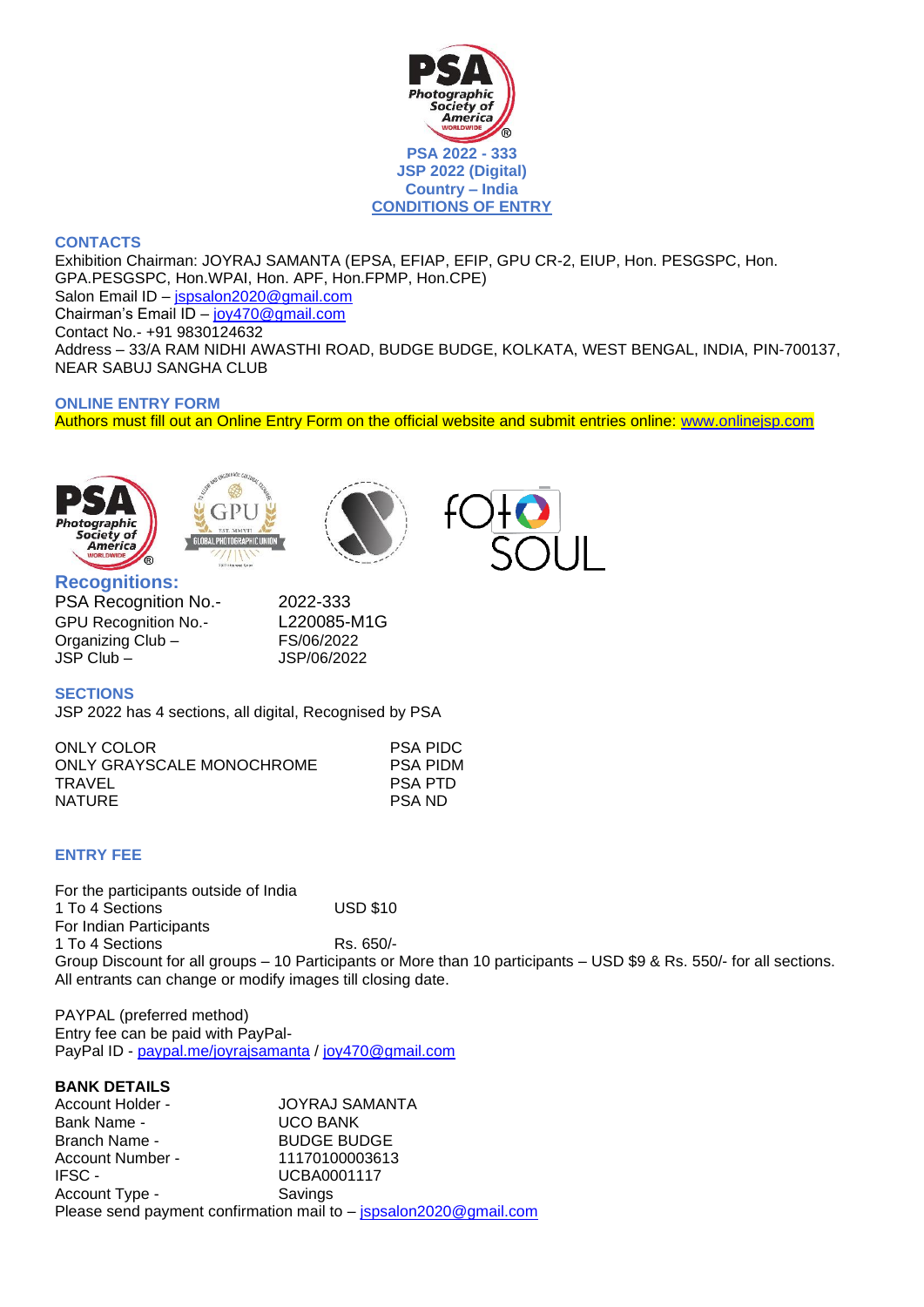# PSA 2022 - 333
# JSP 2022 (Digital)
# Country – India
# CONDITIONS OF ENTRY

## CONTACTS

Exhibition Chairman: JOYRAJ SAMANTA (EPSA, EFIAP, EFIP, GPU CR-2, EIUP, Hon. PESGSPC, Hon. GPA.PESGSPC, Hon.WPAI, Hon. APF, Hon.FPMP, Hon.CPE)
Salon Email ID – jspsalon2020@gmail.com
Chairman's Email ID – joy470@gmail.com
Contact No.- +91 9830124632
Address – 33/A RAM NIDHI AWASTHI ROAD, BUDGE BUDGE, KOLKATA, WEST BENGAL, INDIA, PIN-700137, NEAR SABUJ SANGHA CLUB

## ONLINE ENTRY FORM

Authors must fill out an Online Entry Form on the official website and submit entries online: www.onlinejsp.com

## Recognitions:

| | |
|---|---|
| PSA Recognition No.- | 2022-333 |
| GPU Recognition No.- | L220085-M1G |
| Organizing Club – | FS/06/2022 |
| JSP Club – | JSP/06/2022 |

## SECTIONS

JSP 2022 has 4 sections, all digital, Recognised by PSA

| | |
|---|---|
| ONLY COLOR | PSA PIDC |
| ONLY GRAYSCALE MONOCHROME | PSA PIDM |
| TRAVEL | PSA PTD |
| NATURE | PSA ND |

## ENTRY FEE

For the participants outside of India
1 To 4 Sections USD $10
For Indian Participants
1 To 4 Sections Rs. 650/-
Group Discount for all groups – 10 Participants or More than 10 participants – USD $9 & Rs. 550/- for all sections.
All entrants can change or modify images till closing date.

PAYPAL (preferred method)
Entry fee can be paid with PayPal-
PayPal ID - paypal.me/joyrajsamanta / joy470@gmail.com

**BANK DETAILS**

| | |
|---|---|
| Account Holder - | JOYRAJ SAMANTA |
| Bank Name - | UCO BANK |
| Branch Name - | BUDGE BUDGE |
| Account Number - | 11170100003613 |
| IFSC - | UCBA0001117 |
| Account Type - | Savings |

Please send payment confirmation mail to – jspsalon2020@gmail.com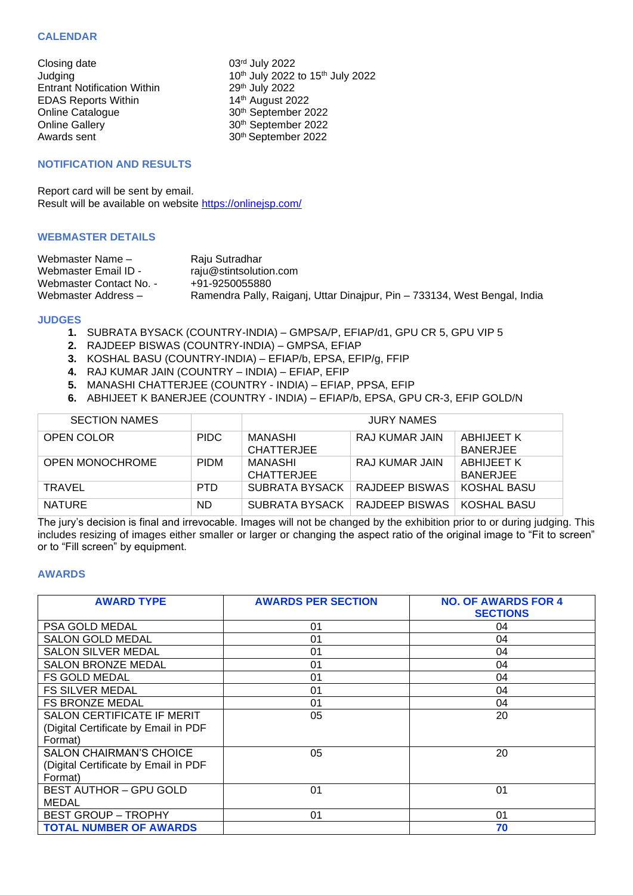## CALENDAR

| | |
|---|---|
| Closing date | 03rd July 2022 |
| Judging | 10th July 2022 to 15th July 2022 |
| Entrant Notification Within | 29th July 2022 |
| EDAS Reports Within | 14th August 2022 |
| Online Catalogue | 30th September 2022 |
| Online Gallery | 30th September 2022 |
| Awards sent | 30th September 2022 |

## NOTIFICATION AND RESULTS

Report card will be sent by email.
Result will be available on website https://onlinejsp.com/

## WEBMASTER DETAILS

| | |
|---|---|
| Webmaster Name – | Raju Sutradhar |
| Webmaster Email ID - | raju@stintsolution.com |
| Webmaster Contact No. - | +91-9250055880 |
| Webmaster Address – | Ramendra Pally, Raiganj, Uttar Dinajpur, Pin – 733134, West Bengal, India |

## JUDGES

1. SUBRATA BYSACK (COUNTRY-INDIA) – GMPSA/P, EFIAP/d1, GPU CR 5, GPU VIP 5
2. RAJDEEP BISWAS (COUNTRY-INDIA) – GMPSA, EFIAP
3. KOSHAL BASU (COUNTRY-INDIA) – EFIAP/b, EPSA, EFIP/g, FFIP
4. RAJ KUMAR JAIN (COUNTRY – INDIA) – EFIAP, EFIP
5. MANASHI CHATTERJEE (COUNTRY - INDIA) – EFIAP, PPSA, EFIP
6. ABHIJEET K BANERJEE (COUNTRY - INDIA) – EFIAP/b, EPSA, GPU CR-3, EFIP GOLD/N

| SECTION NAMES | | JURY NAMES | | |
|---|---|---|---|---|
| OPEN COLOR | PIDC | MANASHI CHATTERJEE | RAJ KUMAR JAIN | ABHIJEET K BANERJEE |
| OPEN MONOCHROME | PIDM | MANASHI CHATTERJEE | RAJ KUMAR JAIN | ABHIJEET K BANERJEE |
| TRAVEL | PTD | SUBRATA BYSACK | RAJDEEP BISWAS | KOSHAL BASU |
| NATURE | ND | SUBRATA BYSACK | RAJDEEP BISWAS | KOSHAL BASU |

The jury's decision is final and irrevocable. Images will not be changed by the exhibition prior to or during judging. This includes resizing of images either smaller or larger or changing the aspect ratio of the original image to "Fit to screen" or to "Fill screen" by equipment.

## AWARDS

| AWARD TYPE | AWARDS PER SECTION | NO. OF AWARDS FOR 4 SECTIONS |
|---|---|---|
| PSA GOLD MEDAL | 01 | 04 |
| SALON GOLD MEDAL | 01 | 04 |
| SALON SILVER MEDAL | 01 | 04 |
| SALON BRONZE MEDAL | 01 | 04 |
| FS GOLD MEDAL | 01 | 04 |
| FS SILVER MEDAL | 01 | 04 |
| FS BRONZE MEDAL | 01 | 04 |
| SALON CERTIFICATE IF MERIT (Digital Certificate by Email in PDF Format) | 05 | 20 |
| SALON CHAIRMAN'S CHOICE (Digital Certificate by Email in PDF Format) | 05 | 20 |
| BEST AUTHOR – GPU GOLD MEDAL | 01 | 01 |
| BEST GROUP – TROPHY | 01 | 01 |
| **TOTAL NUMBER OF AWARDS** | | **70** |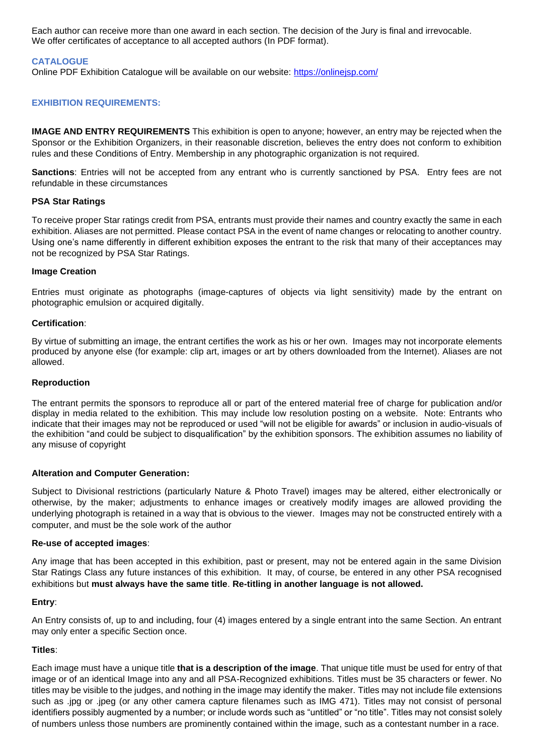Each author can receive more than one award in each section. The decision of the Jury is final and irrevocable. We offer certificates of acceptance to all accepted authors (In PDF format).

## CATALOGUE

Online PDF Exhibition Catalogue will be available on our website: https://onlinejsp.com/

## EXHIBITION REQUIREMENTS:

**IMAGE AND ENTRY REQUIREMENTS** This exhibition is open to anyone; however, an entry may be rejected when the Sponsor or the Exhibition Organizers, in their reasonable discretion, believes the entry does not conform to exhibition rules and these Conditions of Entry. Membership in any photographic organization is not required.

**Sanctions**: Entries will not be accepted from any entrant who is currently sanctioned by PSA. Entry fees are not refundable in these circumstances

**PSA Star Ratings**

To receive proper Star ratings credit from PSA, entrants must provide their names and country exactly the same in each exhibition. Aliases are not permitted. Please contact PSA in the event of name changes or relocating to another country. Using one's name differently in different exhibition exposes the entrant to the risk that many of their acceptances may not be recognized by PSA Star Ratings.

**Image Creation**

Entries must originate as photographs (image-captures of objects via light sensitivity) made by the entrant on photographic emulsion or acquired digitally.

**Certification**:

By virtue of submitting an image, the entrant certifies the work as his or her own. Images may not incorporate elements produced by anyone else (for example: clip art, images or art by others downloaded from the Internet). Aliases are not allowed.

**Reproduction**

The entrant permits the sponsors to reproduce all or part of the entered material free of charge for publication and/or display in media related to the exhibition. This may include low resolution posting on a website. Note: Entrants who indicate that their images may not be reproduced or used "will not be eligible for awards" or inclusion in audio-visuals of the exhibition "and could be subject to disqualification" by the exhibition sponsors. The exhibition assumes no liability of any misuse of copyright

**Alteration and Computer Generation:**

Subject to Divisional restrictions (particularly Nature & Photo Travel) images may be altered, either electronically or otherwise, by the maker; adjustments to enhance images or creatively modify images are allowed providing the underlying photograph is retained in a way that is obvious to the viewer. Images may not be constructed entirely with a computer, and must be the sole work of the author

**Re-use of accepted images**:

Any image that has been accepted in this exhibition, past or present, may not be entered again in the same Division Star Ratings Class any future instances of this exhibition. It may, of course, be entered in any other PSA recognised exhibitions but **must always have the same title**. **Re-titling in another language is not allowed.**

**Entry**:

An Entry consists of, up to and including, four (4) images entered by a single entrant into the same Section. An entrant may only enter a specific Section once.

**Titles**:

Each image must have a unique title **that is a description of the image**. That unique title must be used for entry of that image or of an identical Image into any and all PSA-Recognized exhibitions. Titles must be 35 characters or fewer. No titles may be visible to the judges, and nothing in the image may identify the maker. Titles may not include file extensions such as .jpg or .jpeg (or any other camera capture filenames such as IMG 471). Titles may not consist of personal identifiers possibly augmented by a number; or include words such as "untitled" or "no title". Titles may not consist solely of numbers unless those numbers are prominently contained within the image, such as a contestant number in a race.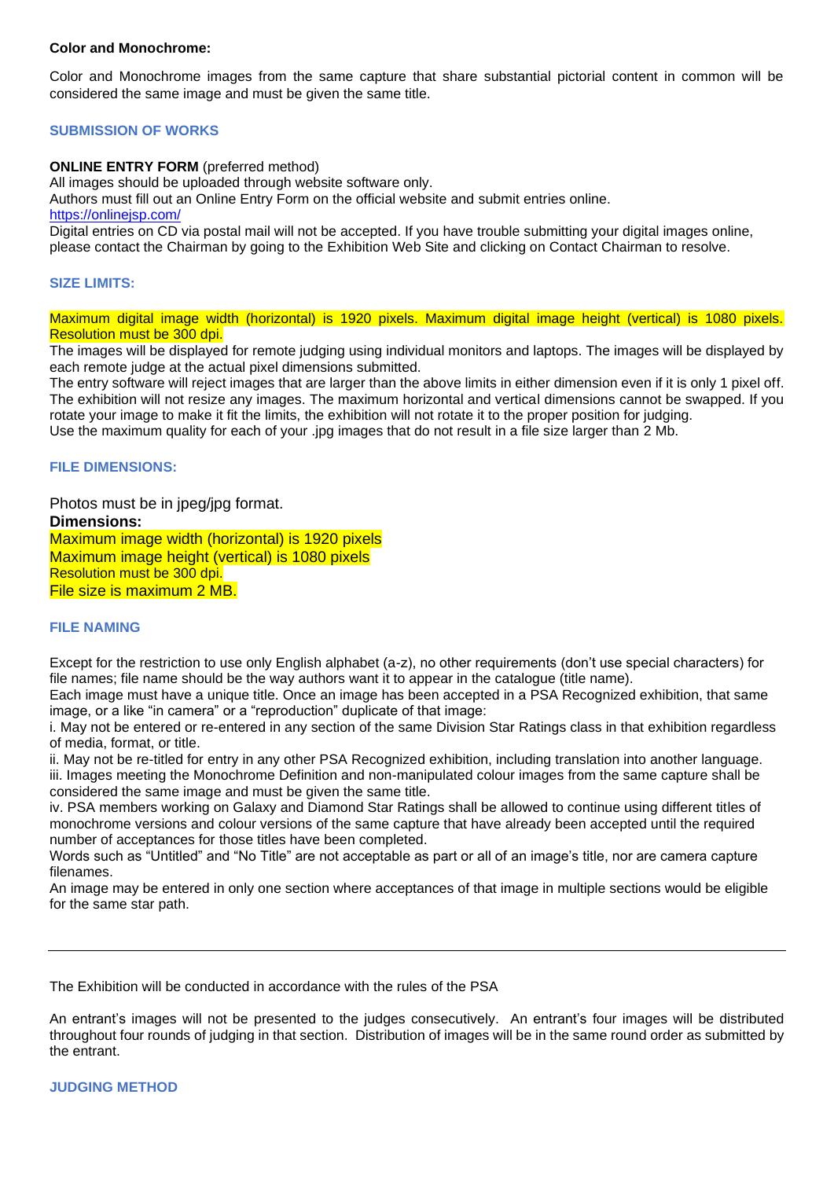**Color and Monochrome:**

Color and Monochrome images from the same capture that share substantial pictorial content in common will be considered the same image and must be given the same title.

## SUBMISSION OF WORKS

**ONLINE ENTRY FORM** (preferred method)
All images should be uploaded through website software only.
Authors must fill out an Online Entry Form on the official website and submit entries online.
https://onlinejsp.com/
Digital entries on CD via postal mail will not be accepted. If you have trouble submitting your digital images online, please contact the Chairman by going to the Exhibition Web Site and clicking on Contact Chairman to resolve.

## SIZE LIMITS:

Maximum digital image width (horizontal) is 1920 pixels. Maximum digital image height (vertical) is 1080 pixels. Resolution must be 300 dpi.
The images will be displayed for remote judging using individual monitors and laptops. The images will be displayed by each remote judge at the actual pixel dimensions submitted.
The entry software will reject images that are larger than the above limits in either dimension even if it is only 1 pixel off. The exhibition will not resize any images. The maximum horizontal and vertical dimensions cannot be swapped. If you rotate your image to make it fit the limits, the exhibition will not rotate it to the proper position for judging.
Use the maximum quality for each of your .jpg images that do not result in a file size larger than 2 Mb.

## FILE DIMENSIONS:

Photos must be in jpeg/jpg format.
**Dimensions:**
Maximum image width (horizontal) is 1920 pixels
Maximum image height (vertical) is 1080 pixels
Resolution must be 300 dpi.
File size is maximum 2 MB.

## FILE NAMING

Except for the restriction to use only English alphabet (a-z), no other requirements (don't use special characters) for file names; file name should be the way authors want it to appear in the catalogue (title name).
Each image must have a unique title. Once an image has been accepted in a PSA Recognized exhibition, that same image, or a like "in camera" or a "reproduction" duplicate of that image:
i. May not be entered or re-entered in any section of the same Division Star Ratings class in that exhibition regardless of media, format, or title.
ii. May not be re-titled for entry in any other PSA Recognized exhibition, including translation into another language.
iii. Images meeting the Monochrome Definition and non-manipulated colour images from the same capture shall be considered the same image and must be given the same title.
iv. PSA members working on Galaxy and Diamond Star Ratings shall be allowed to continue using different titles of monochrome versions and colour versions of the same capture that have already been accepted until the required number of acceptances for those titles have been completed.
Words such as "Untitled" and "No Title" are not acceptable as part or all of an image's title, nor are camera capture filenames.
An image may be entered in only one section where acceptances of that image in multiple sections would be eligible for the same star path.

---

The Exhibition will be conducted in accordance with the rules of the PSA

An entrant's images will not be presented to the judges consecutively. An entrant's four images will be distributed throughout four rounds of judging in that section. Distribution of images will be in the same round order as submitted by the entrant.

## JUDGING METHOD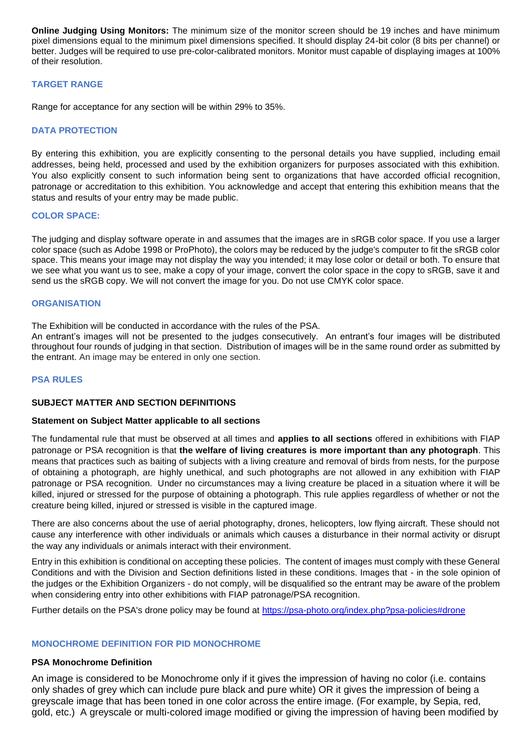**Online Judging Using Monitors:** The minimum size of the monitor screen should be 19 inches and have minimum pixel dimensions equal to the minimum pixel dimensions specified. It should display 24-bit color (8 bits per channel) or better. Judges will be required to use pre-color-calibrated monitors. Monitor must capable of displaying images at 100% of their resolution.

## TARGET RANGE

Range for acceptance for any section will be within 29% to 35%.

## DATA PROTECTION

By entering this exhibition, you are explicitly consenting to the personal details you have supplied, including email addresses, being held, processed and used by the exhibition organizers for purposes associated with this exhibition. You also explicitly consent to such information being sent to organizations that have accorded official recognition, patronage or accreditation to this exhibition. You acknowledge and accept that entering this exhibition means that the status and results of your entry may be made public.

## COLOR SPACE:

The judging and display software operate in and assumes that the images are in sRGB color space. If you use a larger color space (such as Adobe 1998 or ProPhoto), the colors may be reduced by the judge's computer to fit the sRGB color space. This means your image may not display the way you intended; it may lose color or detail or both. To ensure that we see what you want us to see, make a copy of your image, convert the color space in the copy to sRGB, save it and send us the sRGB copy. We will not convert the image for you. Do not use CMYK color space.

## ORGANISATION

The Exhibition will be conducted in accordance with the rules of the PSA.
An entrant's images will not be presented to the judges consecutively. An entrant's four images will be distributed throughout four rounds of judging in that section. Distribution of images will be in the same round order as submitted by the entrant. An image may be entered in only one section.

## PSA RULES

### SUBJECT MATTER AND SECTION DEFINITIONS

**Statement on Subject Matter applicable to all sections**

The fundamental rule that must be observed at all times and **applies to all sections** offered in exhibitions with FIAP patronage or PSA recognition is that **the welfare of living creatures is more important than any photograph**. This means that practices such as baiting of subjects with a living creature and removal of birds from nests, for the purpose of obtaining a photograph, are highly unethical, and such photographs are not allowed in any exhibition with FIAP patronage or PSA recognition. Under no circumstances may a living creature be placed in a situation where it will be killed, injured or stressed for the purpose of obtaining a photograph. This rule applies regardless of whether or not the creature being killed, injured or stressed is visible in the captured image.

There are also concerns about the use of aerial photography, drones, helicopters, low flying aircraft. These should not cause any interference with other individuals or animals which causes a disturbance in their normal activity or disrupt the way any individuals or animals interact with their environment.

Entry in this exhibition is conditional on accepting these policies. The content of images must comply with these General Conditions and with the Division and Section definitions listed in these conditions. Images that - in the sole opinion of the judges or the Exhibition Organizers - do not comply, will be disqualified so the entrant may be aware of the problem when considering entry into other exhibitions with FIAP patronage/PSA recognition.

Further details on the PSA's drone policy may be found at https://psa-photo.org/index.php?psa-policies#drone

## MONOCHROME DEFINITION FOR PID MONOCHROME

**PSA Monochrome Definition**

An image is considered to be Monochrome only if it gives the impression of having no color (i.e. contains only shades of grey which can include pure black and pure white) OR it gives the impression of being a greyscale image that has been toned in one color across the entire image. (For example, by Sepia, red, gold, etc.) A greyscale or multi-colored image modified or giving the impression of having been modified by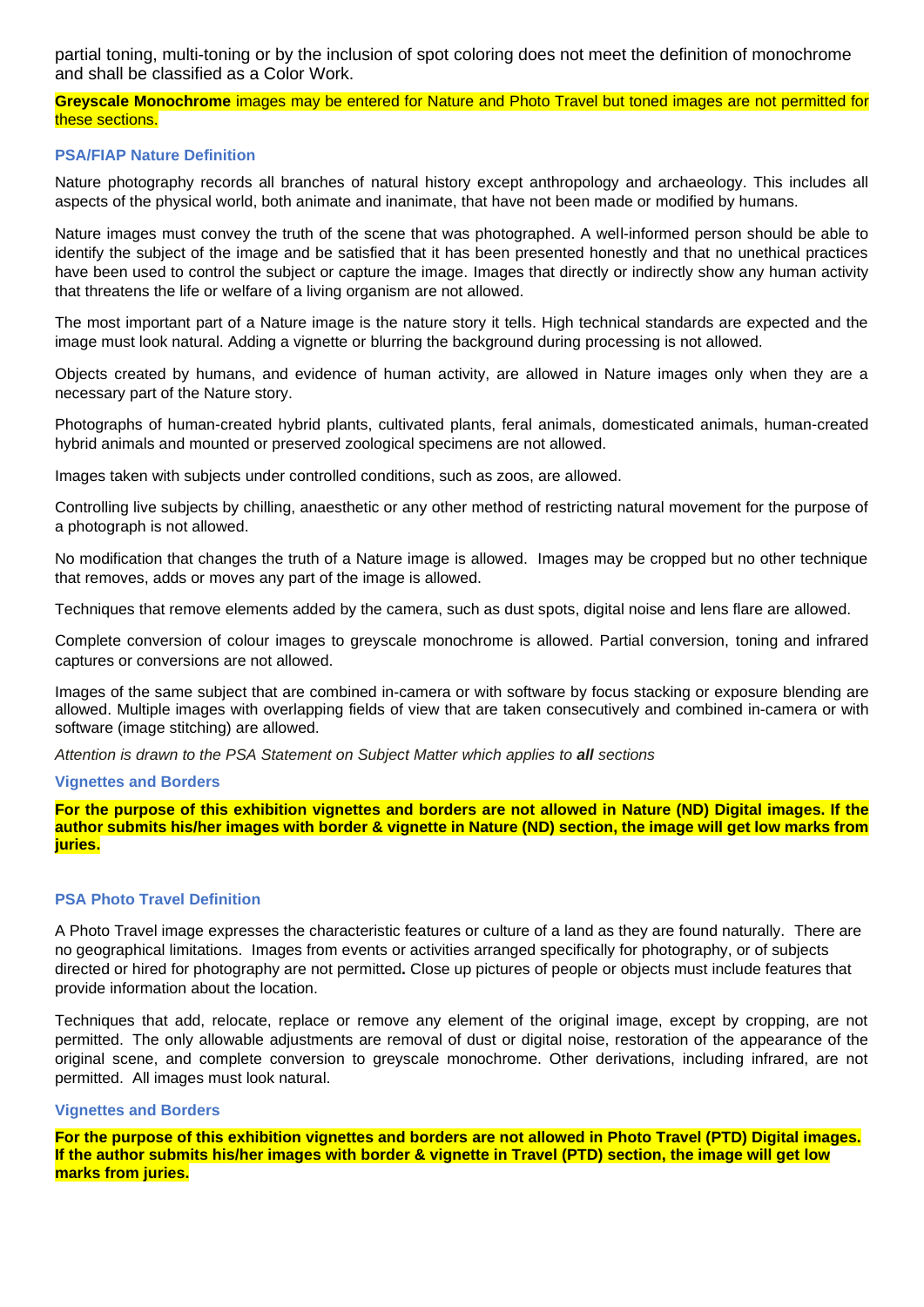partial toning, multi-toning or by the inclusion of spot coloring does not meet the definition of monochrome and shall be classified as a Color Work.

**Greyscale Monochrome** images may be entered for Nature and Photo Travel but toned images are not permitted for these sections.

### PSA/FIAP Nature Definition

Nature photography records all branches of natural history except anthropology and archaeology. This includes all aspects of the physical world, both animate and inanimate, that have not been made or modified by humans.

Nature images must convey the truth of the scene that was photographed. A well-informed person should be able to identify the subject of the image and be satisfied that it has been presented honestly and that no unethical practices have been used to control the subject or capture the image. Images that directly or indirectly show any human activity that threatens the life or welfare of a living organism are not allowed.

The most important part of a Nature image is the nature story it tells. High technical standards are expected and the image must look natural. Adding a vignette or blurring the background during processing is not allowed.

Objects created by humans, and evidence of human activity, are allowed in Nature images only when they are a necessary part of the Nature story.

Photographs of human-created hybrid plants, cultivated plants, feral animals, domesticated animals, human-created hybrid animals and mounted or preserved zoological specimens are not allowed.

Images taken with subjects under controlled conditions, such as zoos, are allowed.

Controlling live subjects by chilling, anaesthetic or any other method of restricting natural movement for the purpose of a photograph is not allowed.

No modification that changes the truth of a Nature image is allowed. Images may be cropped but no other technique that removes, adds or moves any part of the image is allowed.

Techniques that remove elements added by the camera, such as dust spots, digital noise and lens flare are allowed.

Complete conversion of colour images to greyscale monochrome is allowed. Partial conversion, toning and infrared captures or conversions are not allowed.

Images of the same subject that are combined in-camera or with software by focus stacking or exposure blending are allowed. Multiple images with overlapping fields of view that are taken consecutively and combined in-camera or with software (image stitching) are allowed.

*Attention is drawn to the PSA Statement on Subject Matter which applies to **all** sections*

### Vignettes and Borders

**For the purpose of this exhibition vignettes and borders are not allowed in Nature (ND) Digital images. If the author submits his/her images with border & vignette in Nature (ND) section, the image will get low marks from juries.**

### PSA Photo Travel Definition

A Photo Travel image expresses the characteristic features or culture of a land as they are found naturally. There are no geographical limitations. Images from events or activities arranged specifically for photography, or of subjects directed or hired for photography are not permitted**.** Close up pictures of people or objects must include features that provide information about the location.

Techniques that add, relocate, replace or remove any element of the original image, except by cropping, are not permitted. The only allowable adjustments are removal of dust or digital noise, restoration of the appearance of the original scene, and complete conversion to greyscale monochrome. Other derivations, including infrared, are not permitted. All images must look natural.

### Vignettes and Borders

**For the purpose of this exhibition vignettes and borders are not allowed in Photo Travel (PTD) Digital images. If the author submits his/her images with border & vignette in Travel (PTD) section, the image will get low marks from juries.**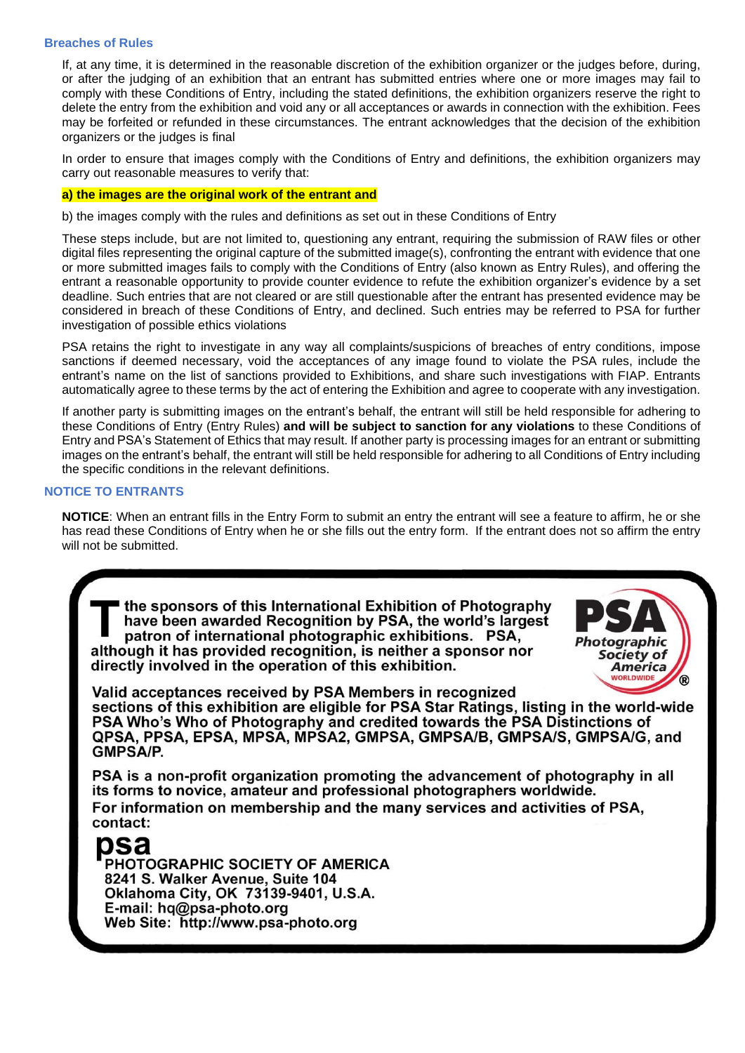### Breaches of Rules

If, at any time, it is determined in the reasonable discretion of the exhibition organizer or the judges before, during, or after the judging of an exhibition that an entrant has submitted entries where one or more images may fail to comply with these Conditions of Entry, including the stated definitions, the exhibition organizers reserve the right to delete the entry from the exhibition and void any or all acceptances or awards in connection with the exhibition. Fees may be forfeited or refunded in these circumstances. The entrant acknowledges that the decision of the exhibition organizers or the judges is final

In order to ensure that images comply with the Conditions of Entry and definitions, the exhibition organizers may carry out reasonable measures to verify that:

**a) the images are the original work of the entrant and**

b) the images comply with the rules and definitions as set out in these Conditions of Entry

These steps include, but are not limited to, questioning any entrant, requiring the submission of RAW files or other digital files representing the original capture of the submitted image(s), confronting the entrant with evidence that one or more submitted images fails to comply with the Conditions of Entry (also known as Entry Rules), and offering the entrant a reasonable opportunity to provide counter evidence to refute the exhibition organizer's evidence by a set deadline. Such entries that are not cleared or are still questionable after the entrant has presented evidence may be considered in breach of these Conditions of Entry, and declined. Such entries may be referred to PSA for further investigation of possible ethics violations

PSA retains the right to investigate in any way all complaints/suspicions of breaches of entry conditions, impose sanctions if deemed necessary, void the acceptances of any image found to violate the PSA rules, include the entrant's name on the list of sanctions provided to Exhibitions, and share such investigations with FIAP. Entrants automatically agree to these terms by the act of entering the Exhibition and agree to cooperate with any investigation.

If another party is submitting images on the entrant's behalf, the entrant will still be held responsible for adhering to these Conditions of Entry (Entry Rules) **and will be subject to sanction for any violations** to these Conditions of Entry and PSA's Statement of Ethics that may result. If another party is processing images for an entrant or submitting images on the entrant's behalf, the entrant will still be held responsible for adhering to all Conditions of Entry including the specific conditions in the relevant definitions.

### NOTICE TO ENTRANTS

**NOTICE**: When an entrant fills in the Entry Form to submit an entry the entrant will see a feature to affirm, he or she has read these Conditions of Entry when he or she fills out the entry form. If the entrant does not so affirm the entry will not be submitted.

**The sponsors of this International Exhibition of Photography have been awarded Recognition by PSA, the world's largest patron of international photographic exhibitions. PSA, although it has provided recognition, is neither a sponsor nor directly involved in the operation of this exhibition.**

**PSA Photographic Society of America WORLDWIDE ®**

**Valid acceptances received by PSA Members in recognized sections of this exhibition are eligible for PSA Star Ratings, listing in the world-wide PSA Who's Who of Photography and credited towards the PSA Distinctions of QPSA, PPSA, EPSA, MPSA, MPSA2, GMPSA, GMPSA/B, GMPSA/S, GMPSA/G, and GMPSA/P.**

**PSA is a non-profit organization promoting the advancement of photography in all its forms to novice, amateur and professional photographers worldwide.**

**For information on membership and the many services and activities of PSA, contact:**

**psa**
**PHOTOGRAPHIC SOCIETY OF AMERICA**
**8241 S. Walker Avenue, Suite 104**
**Oklahoma City, OK 73139-9401, U.S.A.**
**E-mail: hq@psa-photo.org**
**Web Site: http://www.psa-photo.org**